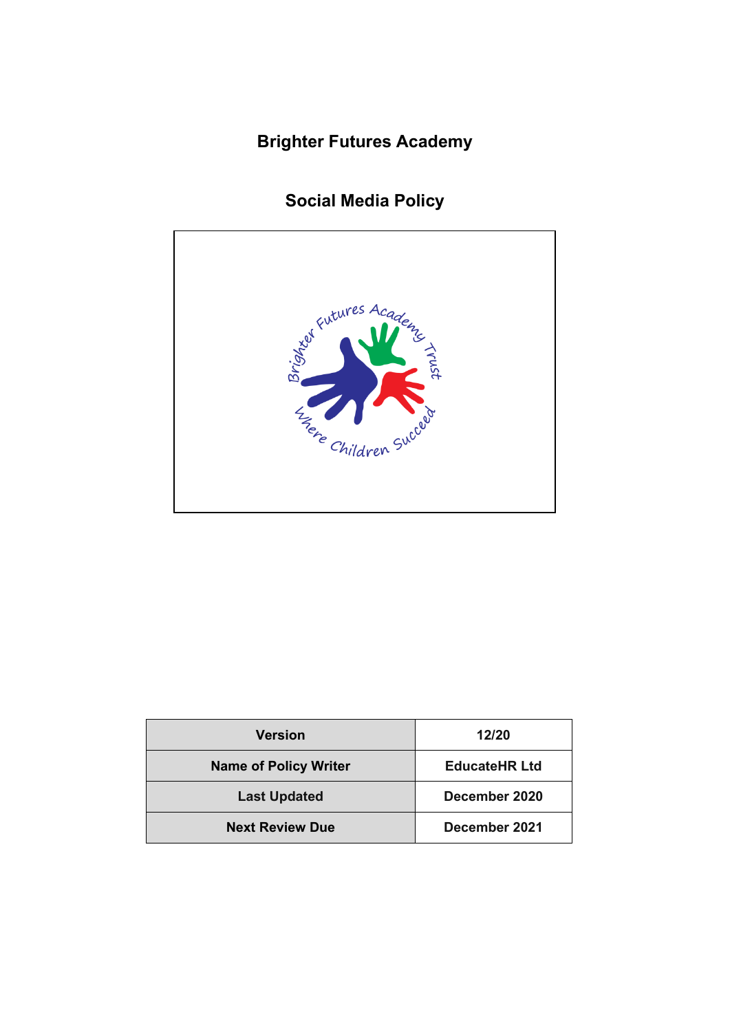# Brighter Futures Academy

## Social Media Policy

| Version | 12/20 |
|---|---|
| Name of Policy Writer | EducateHR Ltd |
| Last Updated | December 2020 |
| Next Review Due | December 2021 |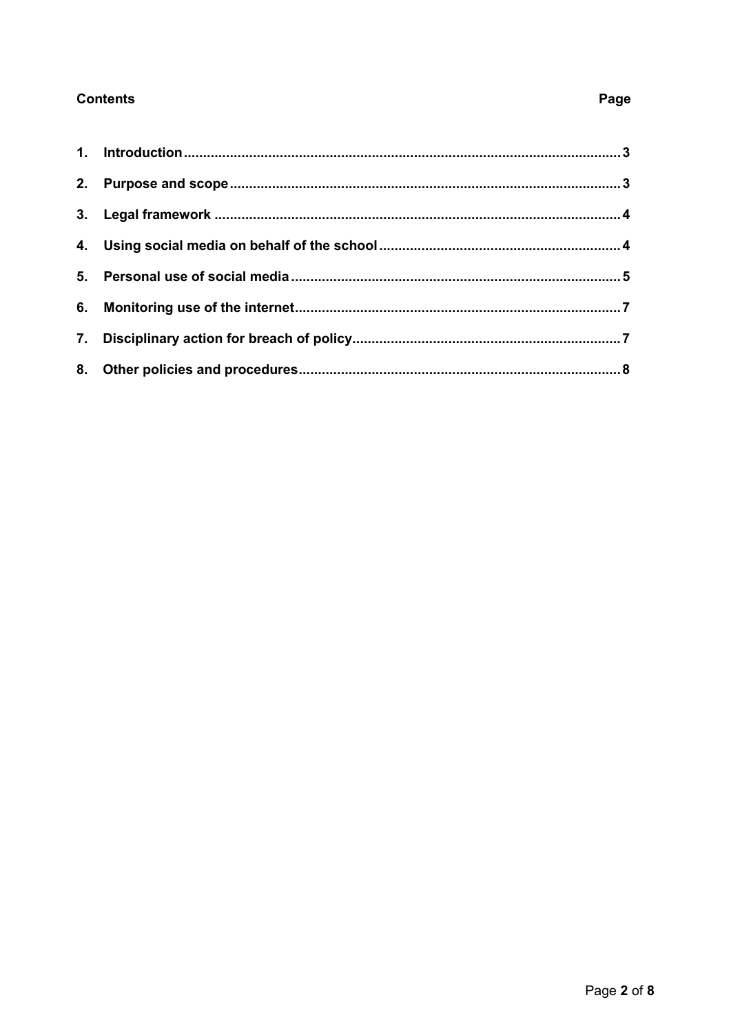**Contents** **Page**

| | | |
|---|---|---|
| 1. | **Introduction** | **3** |
| 2. | **Purpose and scope** | **3** |
| 3. | **Legal framework** | **4** |
| 4. | **Using social media on behalf of the school** | **4** |
| 5. | **Personal use of social media** | **5** |
| 6. | **Monitoring use of the internet** | **7** |
| 7. | **Disciplinary action for breach of policy** | **7** |
| 8. | **Other policies and procedures** | **8** |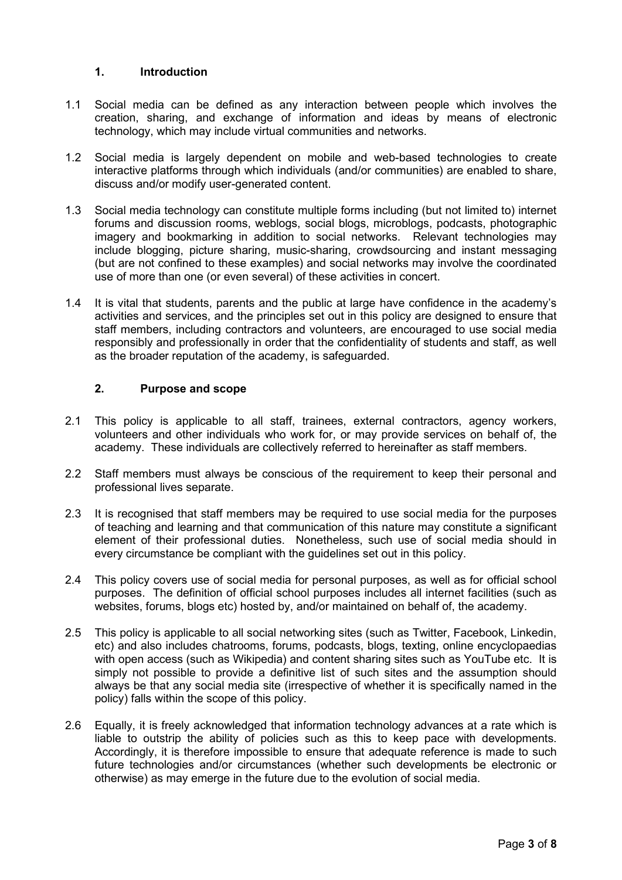## 1. Introduction

1.1 Social media can be defined as any interaction between people which involves the creation, sharing, and exchange of information and ideas by means of electronic technology, which may include virtual communities and networks.

1.2 Social media is largely dependent on mobile and web-based technologies to create interactive platforms through which individuals (and/or communities) are enabled to share, discuss and/or modify user-generated content.

1.3 Social media technology can constitute multiple forms including (but not limited to) internet forums and discussion rooms, weblogs, social blogs, microblogs, podcasts, photographic imagery and bookmarking in addition to social networks. Relevant technologies may include blogging, picture sharing, music-sharing, crowdsourcing and instant messaging (but are not confined to these examples) and social networks may involve the coordinated use of more than one (or even several) of these activities in concert.

1.4 It is vital that students, parents and the public at large have confidence in the academy's activities and services, and the principles set out in this policy are designed to ensure that staff members, including contractors and volunteers, are encouraged to use social media responsibly and professionally in order that the confidentiality of students and staff, as well as the broader reputation of the academy, is safeguarded.

## 2. Purpose and scope

2.1 This policy is applicable to all staff, trainees, external contractors, agency workers, volunteers and other individuals who work for, or may provide services on behalf of, the academy. These individuals are collectively referred to hereinafter as staff members.

2.2 Staff members must always be conscious of the requirement to keep their personal and professional lives separate.

2.3 It is recognised that staff members may be required to use social media for the purposes of teaching and learning and that communication of this nature may constitute a significant element of their professional duties. Nonetheless, such use of social media should in every circumstance be compliant with the guidelines set out in this policy.

2.4 This policy covers use of social media for personal purposes, as well as for official school purposes. The definition of official school purposes includes all internet facilities (such as websites, forums, blogs etc) hosted by, and/or maintained on behalf of, the academy.

2.5 This policy is applicable to all social networking sites (such as Twitter, Facebook, Linkedin, etc) and also includes chatrooms, forums, podcasts, blogs, texting, online encyclopaedias with open access (such as Wikipedia) and content sharing sites such as YouTube etc. It is simply not possible to provide a definitive list of such sites and the assumption should always be that any social media site (irrespective of whether it is specifically named in the policy) falls within the scope of this policy.

2.6 Equally, it is freely acknowledged that information technology advances at a rate which is liable to outstrip the ability of policies such as this to keep pace with developments. Accordingly, it is therefore impossible to ensure that adequate reference is made to such future technologies and/or circumstances (whether such developments be electronic or otherwise) as may emerge in the future due to the evolution of social media.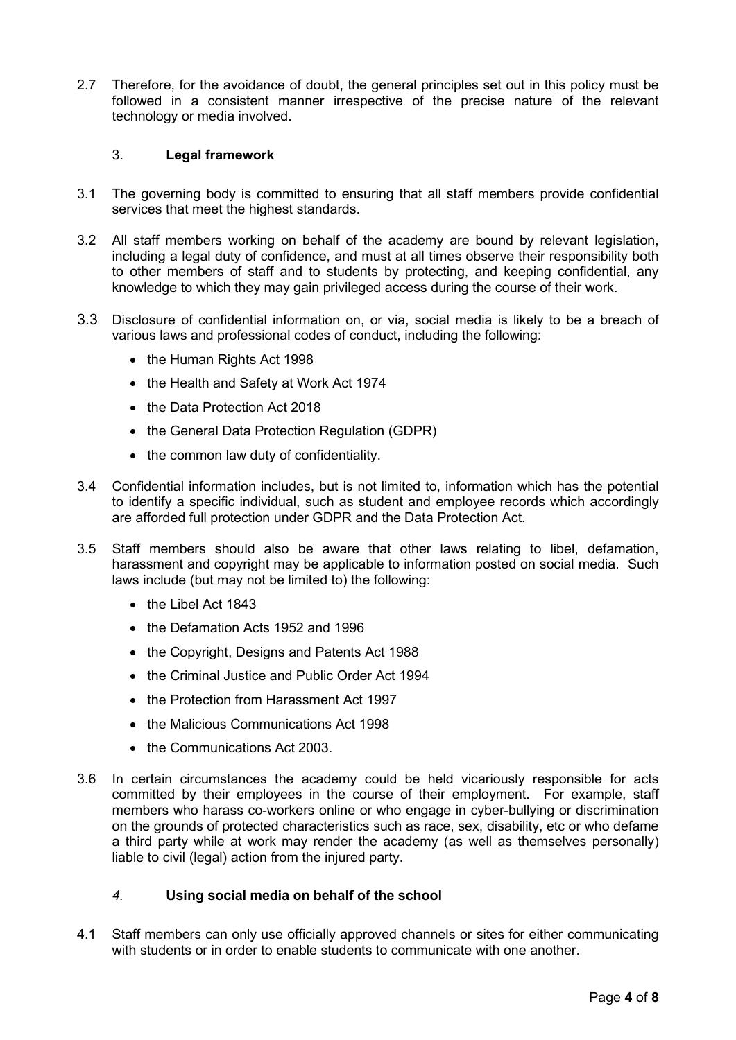2.7 Therefore, for the avoidance of doubt, the general principles set out in this policy must be followed in a consistent manner irrespective of the precise nature of the relevant technology or media involved.

## 3. **Legal framework**

3.1 The governing body is committed to ensuring that all staff members provide confidential services that meet the highest standards.

3.2 All staff members working on behalf of the academy are bound by relevant legislation, including a legal duty of confidence, and must at all times observe their responsibility both to other members of staff and to students by protecting, and keeping confidential, any knowledge to which they may gain privileged access during the course of their work.

3.3 Disclosure of confidential information on, or via, social media is likely to be a breach of various laws and professional codes of conduct, including the following:

- the Human Rights Act 1998
- the Health and Safety at Work Act 1974
- the Data Protection Act 2018
- the General Data Protection Regulation (GDPR)
- the common law duty of confidentiality.

3.4 Confidential information includes, but is not limited to, information which has the potential to identify a specific individual, such as student and employee records which accordingly are afforded full protection under GDPR and the Data Protection Act.

3.5 Staff members should also be aware that other laws relating to libel, defamation, harassment and copyright may be applicable to information posted on social media. Such laws include (but may not be limited to) the following:

- the Libel Act 1843
- the Defamation Acts 1952 and 1996
- the Copyright, Designs and Patents Act 1988
- the Criminal Justice and Public Order Act 1994
- the Protection from Harassment Act 1997
- the Malicious Communications Act 1998
- the Communications Act 2003.

3.6 In certain circumstances the academy could be held vicariously responsible for acts committed by their employees in the course of their employment. For example, staff members who harass co-workers online or who engage in cyber-bullying or discrimination on the grounds of protected characteristics such as race, sex, disability, etc or who defame a third party while at work may render the academy (as well as themselves personally) liable to civil (legal) action from the injured party.

## *4.* **Using social media on behalf of the school**

4.1 Staff members can only use officially approved channels or sites for either communicating with students or in order to enable students to communicate with one another.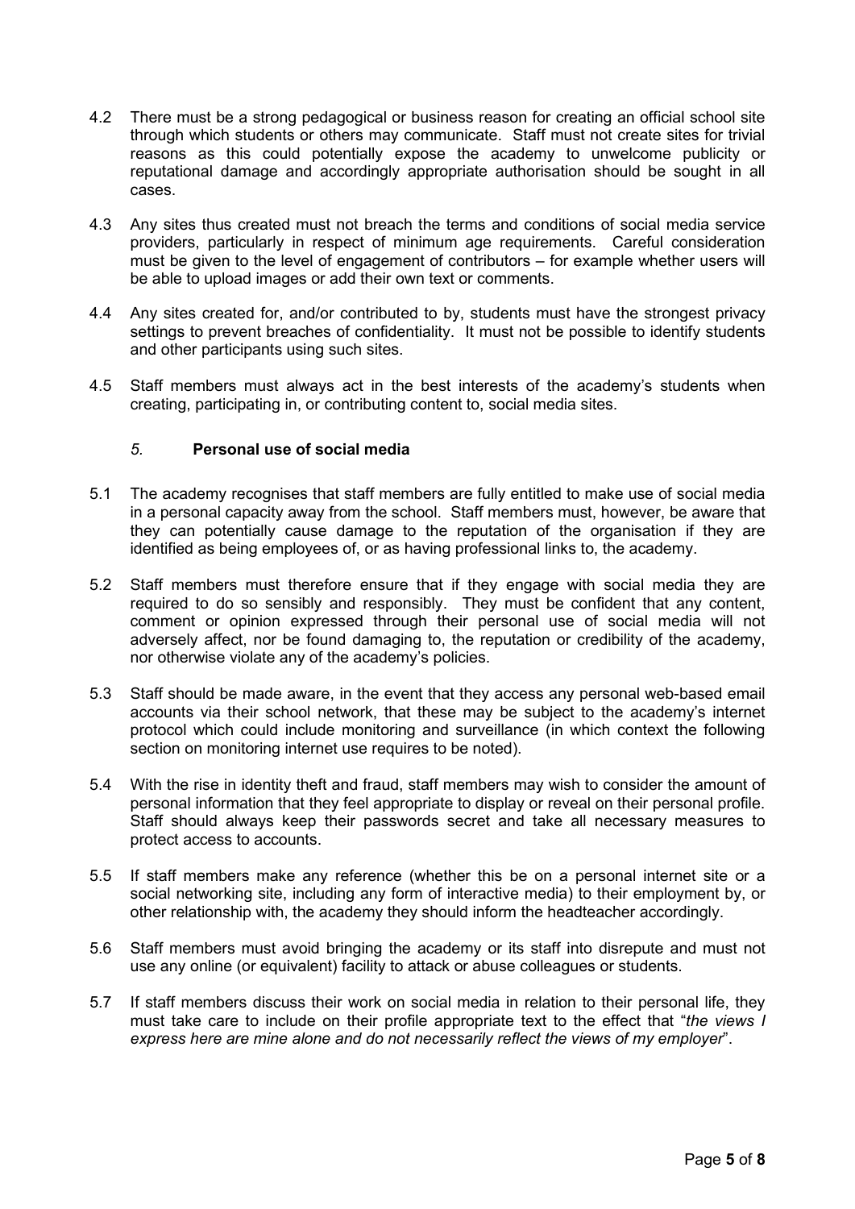4.2 There must be a strong pedagogical or business reason for creating an official school site through which students or others may communicate. Staff must not create sites for trivial reasons as this could potentially expose the academy to unwelcome publicity or reputational damage and accordingly appropriate authorisation should be sought in all cases.

4.3 Any sites thus created must not breach the terms and conditions of social media service providers, particularly in respect of minimum age requirements. Careful consideration must be given to the level of engagement of contributors – for example whether users will be able to upload images or add their own text or comments.

4.4 Any sites created for, and/or contributed to by, students must have the strongest privacy settings to prevent breaches of confidentiality. It must not be possible to identify students and other participants using such sites.

4.5 Staff members must always act in the best interests of the academy's students when creating, participating in, or contributing content to, social media sites.

## *5.* **Personal use of social media**

5.1 The academy recognises that staff members are fully entitled to make use of social media in a personal capacity away from the school. Staff members must, however, be aware that they can potentially cause damage to the reputation of the organisation if they are identified as being employees of, or as having professional links to, the academy.

5.2 Staff members must therefore ensure that if they engage with social media they are required to do so sensibly and responsibly. They must be confident that any content, comment or opinion expressed through their personal use of social media will not adversely affect, nor be found damaging to, the reputation or credibility of the academy, nor otherwise violate any of the academy's policies.

5.3 Staff should be made aware, in the event that they access any personal web-based email accounts via their school network, that these may be subject to the academy's internet protocol which could include monitoring and surveillance (in which context the following section on monitoring internet use requires to be noted).

5.4 With the rise in identity theft and fraud, staff members may wish to consider the amount of personal information that they feel appropriate to display or reveal on their personal profile. Staff should always keep their passwords secret and take all necessary measures to protect access to accounts.

5.5 If staff members make any reference (whether this be on a personal internet site or a social networking site, including any form of interactive media) to their employment by, or other relationship with, the academy they should inform the headteacher accordingly.

5.6 Staff members must avoid bringing the academy or its staff into disrepute and must not use any online (or equivalent) facility to attack or abuse colleagues or students.

5.7 If staff members discuss their work on social media in relation to their personal life, they must take care to include on their profile appropriate text to the effect that "*the views I express here are mine alone and do not necessarily reflect the views of my employer*".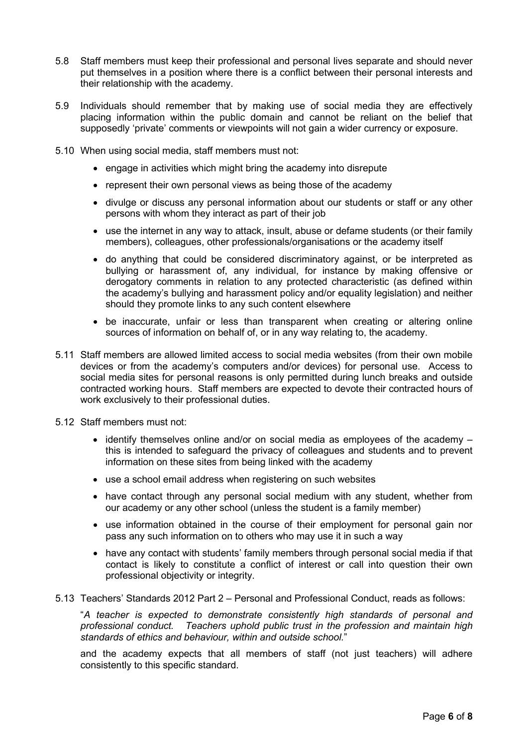5.8 Staff members must keep their professional and personal lives separate and should never put themselves in a position where there is a conflict between their personal interests and their relationship with the academy.

5.9 Individuals should remember that by making use of social media they are effectively placing information within the public domain and cannot be reliant on the belief that supposedly 'private' comments or viewpoints will not gain a wider currency or exposure.

5.10 When using social media, staff members must not:

- engage in activities which might bring the academy into disrepute
- represent their own personal views as being those of the academy
- divulge or discuss any personal information about our students or staff or any other persons with whom they interact as part of their job
- use the internet in any way to attack, insult, abuse or defame students (or their family members), colleagues, other professionals/organisations or the academy itself
- do anything that could be considered discriminatory against, or be interpreted as bullying or harassment of, any individual, for instance by making offensive or derogatory comments in relation to any protected characteristic (as defined within the academy's bullying and harassment policy and/or equality legislation) and neither should they promote links to any such content elsewhere
- be inaccurate, unfair or less than transparent when creating or altering online sources of information on behalf of, or in any way relating to, the academy.

5.11 Staff members are allowed limited access to social media websites (from their own mobile devices or from the academy's computers and/or devices) for personal use. Access to social media sites for personal reasons is only permitted during lunch breaks and outside contracted working hours. Staff members are expected to devote their contracted hours of work exclusively to their professional duties.

5.12 Staff members must not:

- identify themselves online and/or on social media as employees of the academy – this is intended to safeguard the privacy of colleagues and students and to prevent information on these sites from being linked with the academy
- use a school email address when registering on such websites
- have contact through any personal social medium with any student, whether from our academy or any other school (unless the student is a family member)
- use information obtained in the course of their employment for personal gain nor pass any such information on to others who may use it in such a way
- have any contact with students' family members through personal social media if that contact is likely to constitute a conflict of interest or call into question their own professional objectivity or integrity.

5.13 Teachers' Standards 2012 Part 2 – Personal and Professional Conduct, reads as follows:

"*A teacher is expected to demonstrate consistently high standards of personal and professional conduct. Teachers uphold public trust in the profession and maintain high standards of ethics and behaviour, within and outside school.*"

and the academy expects that all members of staff (not just teachers) will adhere consistently to this specific standard.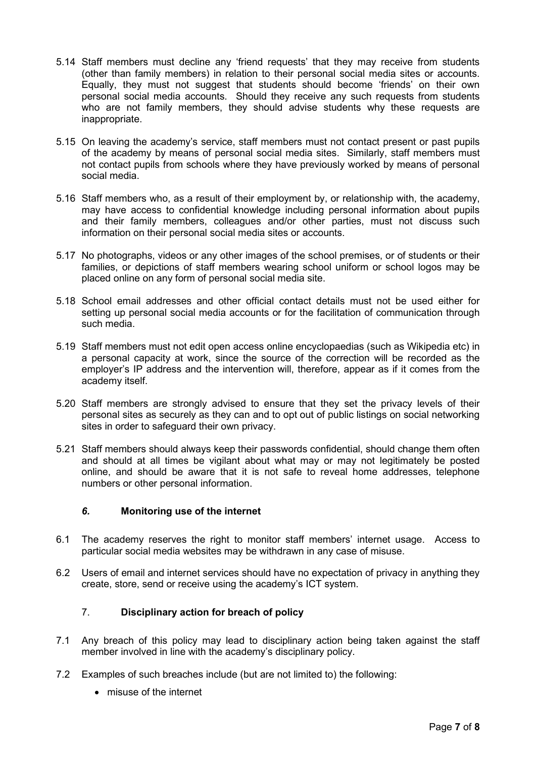5.14 Staff members must decline any 'friend requests' that they may receive from students (other than family members) in relation to their personal social media sites or accounts. Equally, they must not suggest that students should become 'friends' on their own personal social media accounts. Should they receive any such requests from students who are not family members, they should advise students why these requests are inappropriate.

5.15 On leaving the academy's service, staff members must not contact present or past pupils of the academy by means of personal social media sites. Similarly, staff members must not contact pupils from schools where they have previously worked by means of personal social media.

5.16 Staff members who, as a result of their employment by, or relationship with, the academy, may have access to confidential knowledge including personal information about pupils and their family members, colleagues and/or other parties, must not discuss such information on their personal social media sites or accounts.

5.17 No photographs, videos or any other images of the school premises, or of students or their families, or depictions of staff members wearing school uniform or school logos may be placed online on any form of personal social media site.

5.18 School email addresses and other official contact details must not be used either for setting up personal social media accounts or for the facilitation of communication through such media.

5.19 Staff members must not edit open access online encyclopaedias (such as Wikipedia etc) in a personal capacity at work, since the source of the correction will be recorded as the employer's IP address and the intervention will, therefore, appear as if it comes from the academy itself.

5.20 Staff members are strongly advised to ensure that they set the privacy levels of their personal sites as securely as they can and to opt out of public listings on social networking sites in order to safeguard their own privacy.

5.21 Staff members should always keep their passwords confidential, should change them often and should at all times be vigilant about what may or may not legitimately be posted online, and should be aware that it is not safe to reveal home addresses, telephone numbers or other personal information.

## *6.* Monitoring use of the internet

6.1 The academy reserves the right to monitor staff members' internet usage. Access to particular social media websites may be withdrawn in any case of misuse.

6.2 Users of email and internet services should have no expectation of privacy in anything they create, store, send or receive using the academy's ICT system.

## 7. Disciplinary action for breach of policy

7.1 Any breach of this policy may lead to disciplinary action being taken against the staff member involved in line with the academy's disciplinary policy.

7.2 Examples of such breaches include (but are not limited to) the following:

- misuse of the internet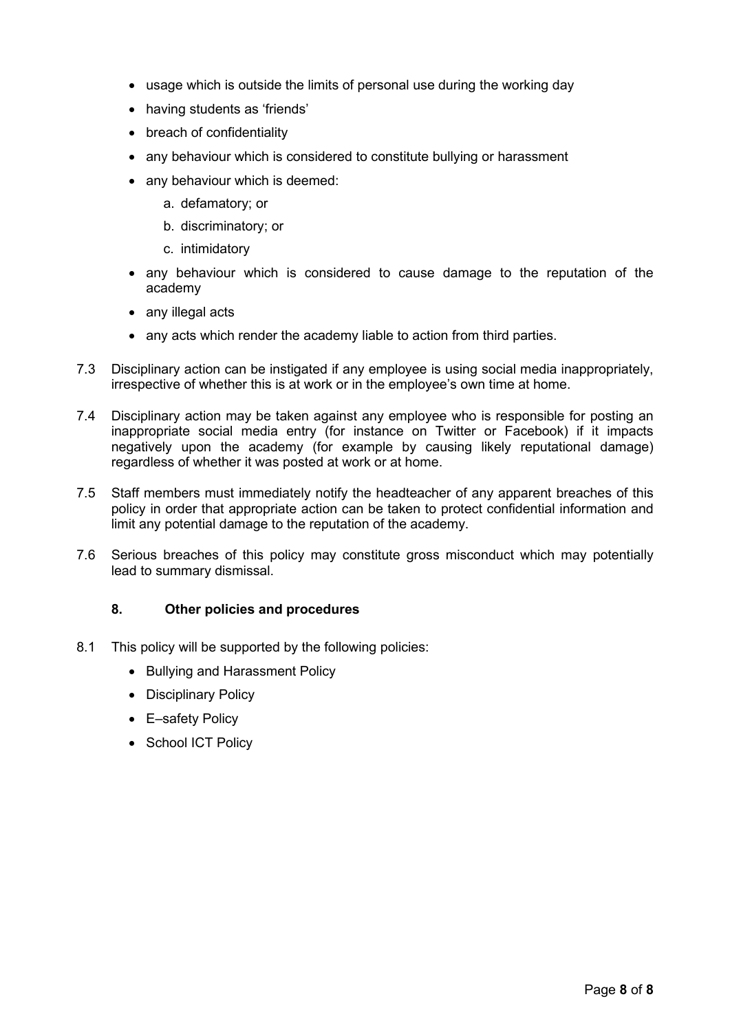- usage which is outside the limits of personal use during the working day
- having students as 'friends'
- breach of confidentiality
- any behaviour which is considered to constitute bullying or harassment
- any behaviour which is deemed:
    a. defamatory; or
    b. discriminatory; or
    c. intimidatory
- any behaviour which is considered to cause damage to the reputation of the academy
- any illegal acts
- any acts which render the academy liable to action from third parties.

7.3 Disciplinary action can be instigated if any employee is using social media inappropriately, irrespective of whether this is at work or in the employee's own time at home.

7.4 Disciplinary action may be taken against any employee who is responsible for posting an inappropriate social media entry (for instance on Twitter or Facebook) if it impacts negatively upon the academy (for example by causing likely reputational damage) regardless of whether it was posted at work or at home.

7.5 Staff members must immediately notify the headteacher of any apparent breaches of this policy in order that appropriate action can be taken to protect confidential information and limit any potential damage to the reputation of the academy.

7.6 Serious breaches of this policy may constitute gross misconduct which may potentially lead to summary dismissal.

## 8. Other policies and procedures

8.1 This policy will be supported by the following policies:

- Bullying and Harassment Policy
- Disciplinary Policy
- E–safety Policy
- School ICT Policy